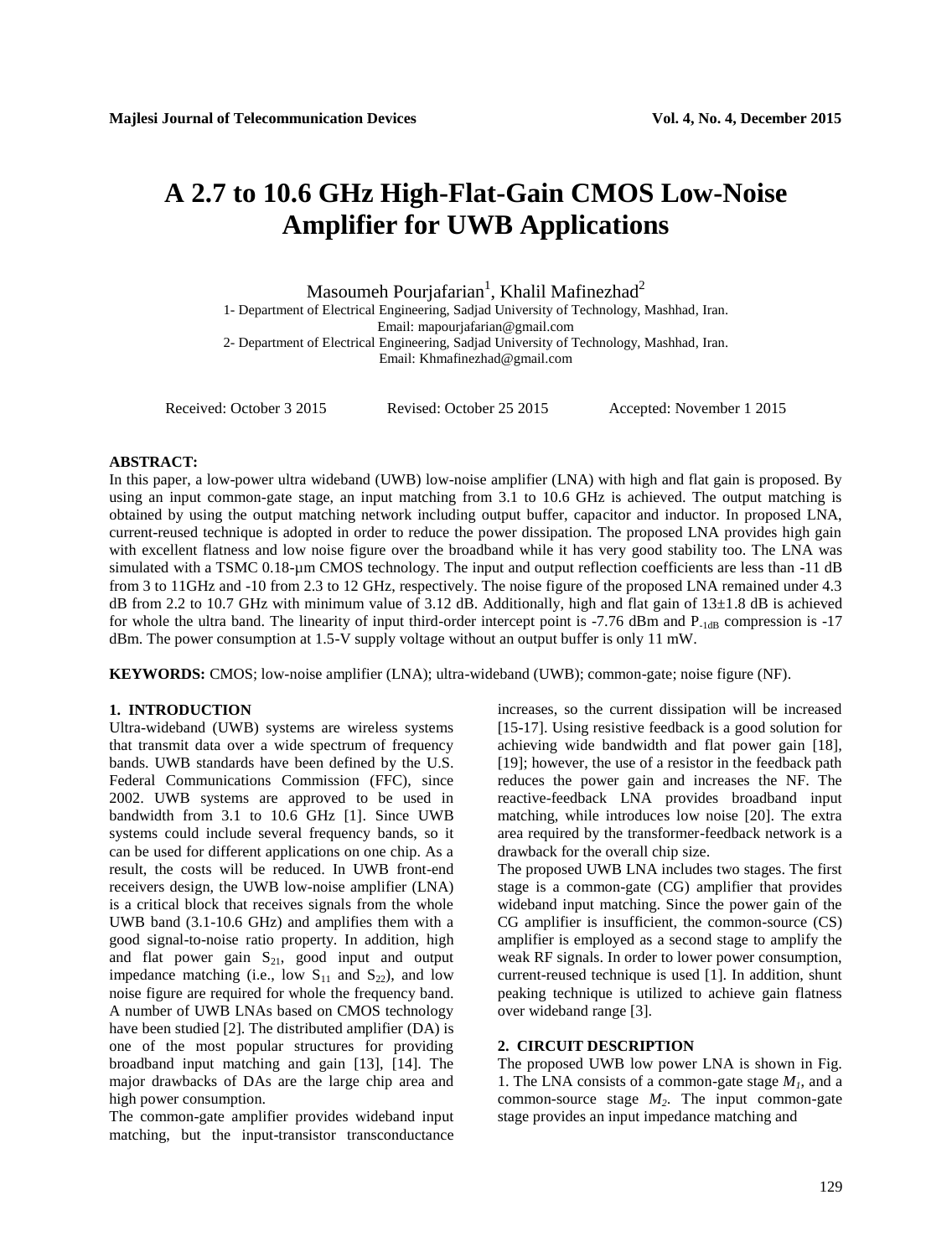# A 2.7 to 10.6 GHz High-Flat-Gain CMOS Low-Noise Amplifier for UWB Applications

Masoumeh Pourjafarian[1], Khalil Mafinezhad[2]

1- Department of Electrical Engineering, Sadjad University of Technology, Mashhad, Iran.
Email: mapourjafarian@gmail.com

2- Department of Electrical Engineering, Sadjad University of Technology, Mashhad, Iran.
Email: Khmafinezhad@gmail.com

Received: October 3 2015 Revised: October 25 2015 Accepted: November 1 2015

**ABSTRACT:**

In this paper, a low-power ultra wideband (UWB) low-noise amplifier (LNA) with high and flat gain is proposed. By using an input common-gate stage, an input matching from 3.1 to 10.6 GHz is achieved. The output matching is obtained by using the output matching network including output buffer, capacitor and inductor. In proposed LNA, current-reused technique is adopted in order to reduce the power dissipation. The proposed LNA provides high gain with excellent flatness and low noise figure over the broadband while it has very good stability too. The LNA was simulated with a TSMC 0.18-µm CMOS technology. The input and output reflection coefficients are less than -11 dB from 3 to 11GHz and -10 from 2.3 to 12 GHz, respectively. The noise figure of the proposed LNA remained under 4.3 dB from 2.2 to 10.7 GHz with minimum value of 3.12 dB. Additionally, high and flat gain of 13±1.8 dB is achieved for whole the ultra band. The linearity of input third-order intercept point is -7.76 dBm and $P_{-1dB}$ compression is -17 dBm. The power consumption at 1.5-V supply voltage without an output buffer is only 11 mW.

**KEYWORDS:** CMOS; low-noise amplifier (LNA); ultra-wideband (UWB); common-gate; noise figure (NF).

## 1. INTRODUCTION

Ultra-wideband (UWB) systems are wireless systems that transmit data over a wide spectrum of frequency bands. UWB standards have been defined by the U.S. Federal Communications Commission (FFC), since 2002. UWB systems are approved to be used in bandwidth from 3.1 to 10.6 GHz [1]. Since UWB systems could include several frequency bands, so it can be used for different applications on one chip. As a result, the costs will be reduced. In UWB front-end receivers design, the UWB low-noise amplifier (LNA) is a critical block that receives signals from the whole UWB band (3.1-10.6 GHz) and amplifies them with a good signal-to-noise ratio property. In addition, high and flat power gain $S_{21}$, good input and output impedance matching (i.e., low $S_{11}$ and $S_{22}$), and low noise figure are required for whole the frequency band. A number of UWB LNAs based on CMOS technology have been studied [2]. The distributed amplifier (DA) is one of the most popular structures for providing broadband input matching and gain [13], [14]. The major drawbacks of DAs are the large chip area and high power consumption.

The common-gate amplifier provides wideband input matching, but the input-transistor transconductance increases, so the current dissipation will be increased [15-17]. Using resistive feedback is a good solution for achieving wide bandwidth and flat power gain [18], [19]; however, the use of a resistor in the feedback path reduces the power gain and increases the NF. The reactive-feedback LNA provides broadband input matching, while introduces low noise [20]. The extra area required by the transformer-feedback network is a drawback for the overall chip size.

The proposed UWB LNA includes two stages. The first stage is a common-gate (CG) amplifier that provides wideband input matching. Since the power gain of the CG amplifier is insufficient, the common-source (CS) amplifier is employed as a second stage to amplify the weak RF signals. In order to lower power consumption, current-reused technique is used [1]. In addition, shunt peaking technique is utilized to achieve gain flatness over wideband range [3].

## 2. CIRCUIT DESCRIPTION

The proposed UWB low power LNA is shown in Fig. 1. The LNA consists of a common-gate stage $M_1$, and a common-source stage $M_2$. The input common-gate stage provides an input impedance matching and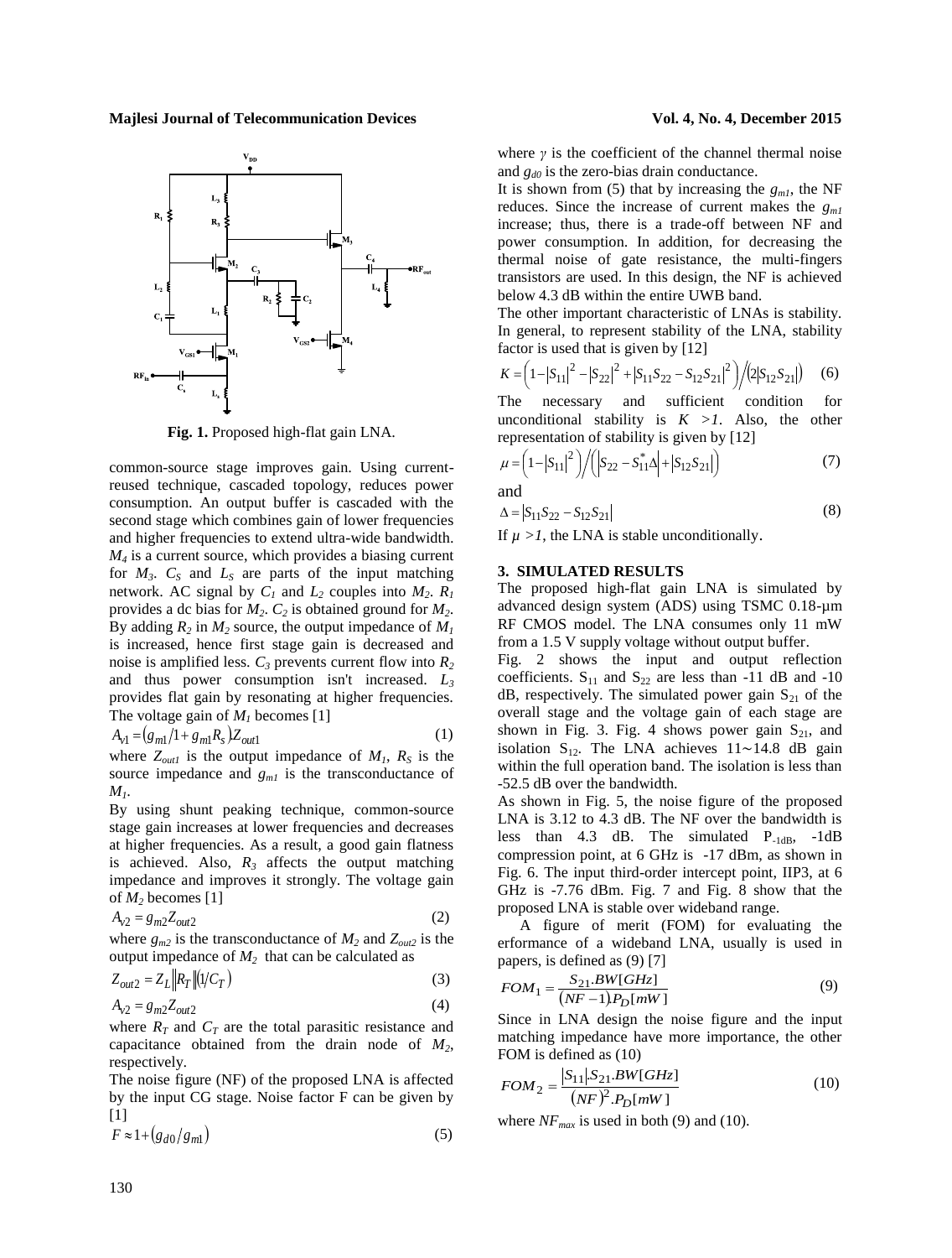Fig. 1. Proposed high-flat gain LNA.

common-source stage improves gain. Using current-reused technique, cascaded topology, reduces power consumption. An output buffer is cascaded with the second stage which combines gain of lower frequencies and higher frequencies to extend ultra-wide bandwidth. $M_4$ is a current source, which provides a biasing current for $M_3$. $C_S$ and $L_S$ are parts of the input matching network. AC signal by $C_1$ and $L_2$ couples into $M_2$. $R_1$ provides a dc bias for $M_2$. $C_2$ is obtained ground for $M_2$. By adding $R_2$ in $M_2$ source, the output impedance of $M_1$ is increased, hence first stage gain is decreased and noise is amplified less. $C_3$ prevents current flow into $R_2$ and thus power consumption isn't increased. $L_3$ provides flat gain by resonating at higher frequencies. The voltage gain of $M_1$ becomes [1]

$$A_{v1} = \left(g_{m1}/1 + g_{m1}R_s\right)Z_{out1} \tag{1}$$

where $Z_{out1}$ is the output impedance of $M_1$, $R_S$ is the source impedance and $g_{m1}$ is the transconductance of $M_1$.

By using shunt peaking technique, common-source stage gain increases at lower frequencies and decreases at higher frequencies. As a result, a good gain flatness is achieved. Also, $R_3$ affects the output matching impedance and improves it strongly. The voltage gain of $M_2$ becomes [1]

$$A_{v2} = g_{m2}Z_{out2} \tag{2}$$

where $g_{m2}$ is the transconductance of $M_2$ and $Z_{out2}$ is the output impedance of $M_2$ that can be calculated as

$$Z_{out2} = Z_L \| R_T \| (1/C_T) \tag{3}$$

$$A_{v2} = g_{m2}Z_{out2} \tag{4}$$

where $R_T$ and $C_T$ are the total parasitic resistance and capacitance obtained from the drain node of $M_2$, respectively.

The noise figure (NF) of the proposed LNA is affected by the input CG stage. Noise factor F can be given by [1]

$$F \approx 1 + \left(g_{d0}/g_{m1}\right) \tag{5}$$

where $\gamma$ is the coefficient of the channel thermal noise and $g_{d0}$ is the zero-bias drain conductance.

It is shown from (5) that by increasing the $g_{m1}$, the NF reduces. Since the increase of current makes the $g_{m1}$ increase; thus, there is a trade-off between NF and power consumption. In addition, for decreasing the thermal noise of gate resistance, the multi-fingers transistors are used. In this design, the NF is achieved below 4.3 dB within the entire UWB band.

The other important characteristic of LNAs is stability. In general, to represent stability of the LNA, stability factor is used that is given by [12]

$$K = \left(1 - |S_{11}|^2 - |S_{22}|^2 + |S_{11}S_{22} - S_{12}S_{21}|^2\right) \Big/ \left(2|S_{12}S_{21}|\right) \tag{6}$$

The necessary and sufficient condition for unconditional stability is $K > 1$. Also, the other representation of stability is given by [12]

$$\mu = \left(1 - |S_{11}|^2\right) \Big/ \left(\left|S_{22} - S_{11}^*\Delta\right| + |S_{12}S_{21}|\right) \tag{7}$$

and

$$\Delta = |S_{11}S_{22} - S_{12}S_{21}| \tag{8}$$

If $\mu > 1$, the LNA is stable unconditionally.

## 3. SIMULATED RESULTS

The proposed high-flat gain LNA is simulated by advanced design system (ADS) using TSMC 0.18-µm RF CMOS model. The LNA consumes only 11 mW from a 1.5 V supply voltage without output buffer.

Fig. 2 shows the input and output reflection coefficients. $S_{11}$ and $S_{22}$ are less than -11 dB and -10 dB, respectively. The simulated power gain $S_{21}$ of the overall stage and the voltage gain of each stage are shown in Fig. 3. Fig. 4 shows power gain $S_{21}$, and isolation $S_{12}$. The LNA achieves 11∼14.8 dB gain within the full operation band. The isolation is less than -52.5 dB over the bandwidth.

As shown in Fig. 5, the noise figure of the proposed LNA is 3.12 to 4.3 dB. The NF over the bandwidth is less than 4.3 dB. The simulated $P_{-1dB}$, -1dB compression point, at 6 GHz is -17 dBm, as shown in Fig. 6. The input third-order intercept point, IIP3, at 6 GHz is -7.76 dBm. Fig. 7 and Fig. 8 show that the proposed LNA is stable over wideband range.

A figure of merit (FOM) for evaluating the erformance of a wideband LNA, usually is used in papers, is defined as (9) [7]

$$FOM_1 = \frac{S_{21}.BW[GHz]}{(NF-1)P_D[mW]} \tag{9}$$

Since in LNA design the noise figure and the input matching impedance have more importance, the other FOM is defined as (10)

$$FOM_2 = \frac{|S_{11}|.S_{21}.BW[GHz]}{(NF)^2.P_D[mW]} \tag{10}$$

where $NF_{max}$ is used in both (9) and (10).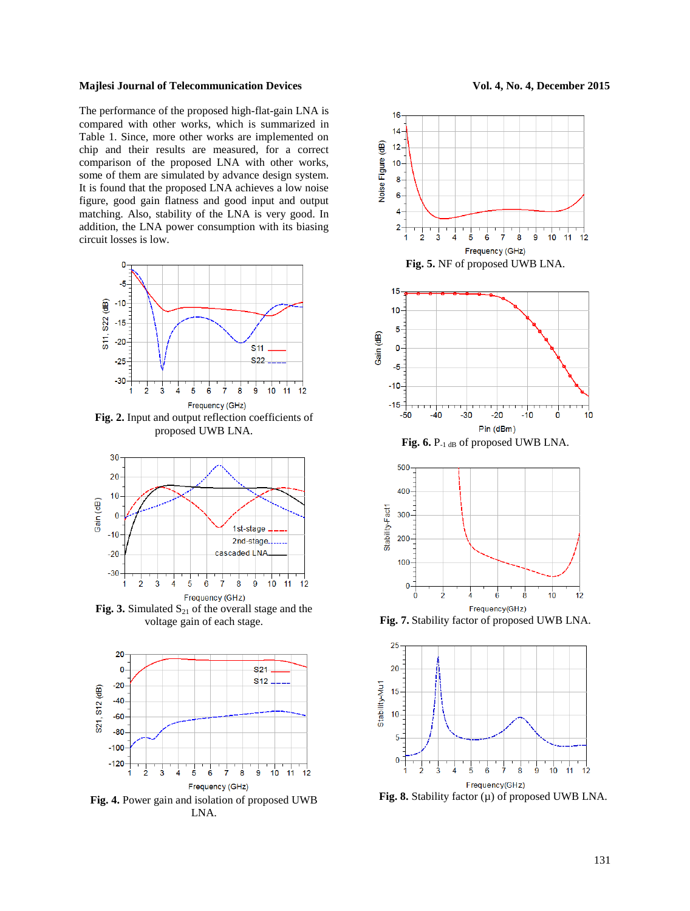The performance of the proposed high-flat-gain LNA is compared with other works, which is summarized in Table 1. Since, more other works are implemented on chip and their results are measured, for a correct comparison of the proposed LNA with other works, some of them are simulated by advance design system. It is found that the proposed LNA achieves a low noise figure, good gain flatness and good input and output matching. Also, stability of the LNA is very good. In addition, the LNA power consumption with its biasing circuit losses is low.

**Fig. 2.** Input and output reflection coefficients of proposed UWB LNA.

**Fig. 3.** Simulated $S_{21}$ of the overall stage and the voltage gain of each stage.

**Fig. 4.** Power gain and isolation of proposed UWB LNA.

**Fig. 5.** NF of proposed UWB LNA.

**Fig. 6.** $P_{-1\,dB}$ of proposed UWB LNA.

**Fig. 7.** Stability factor of proposed UWB LNA.

**Fig. 8.** Stability factor (μ) of proposed UWB LNA.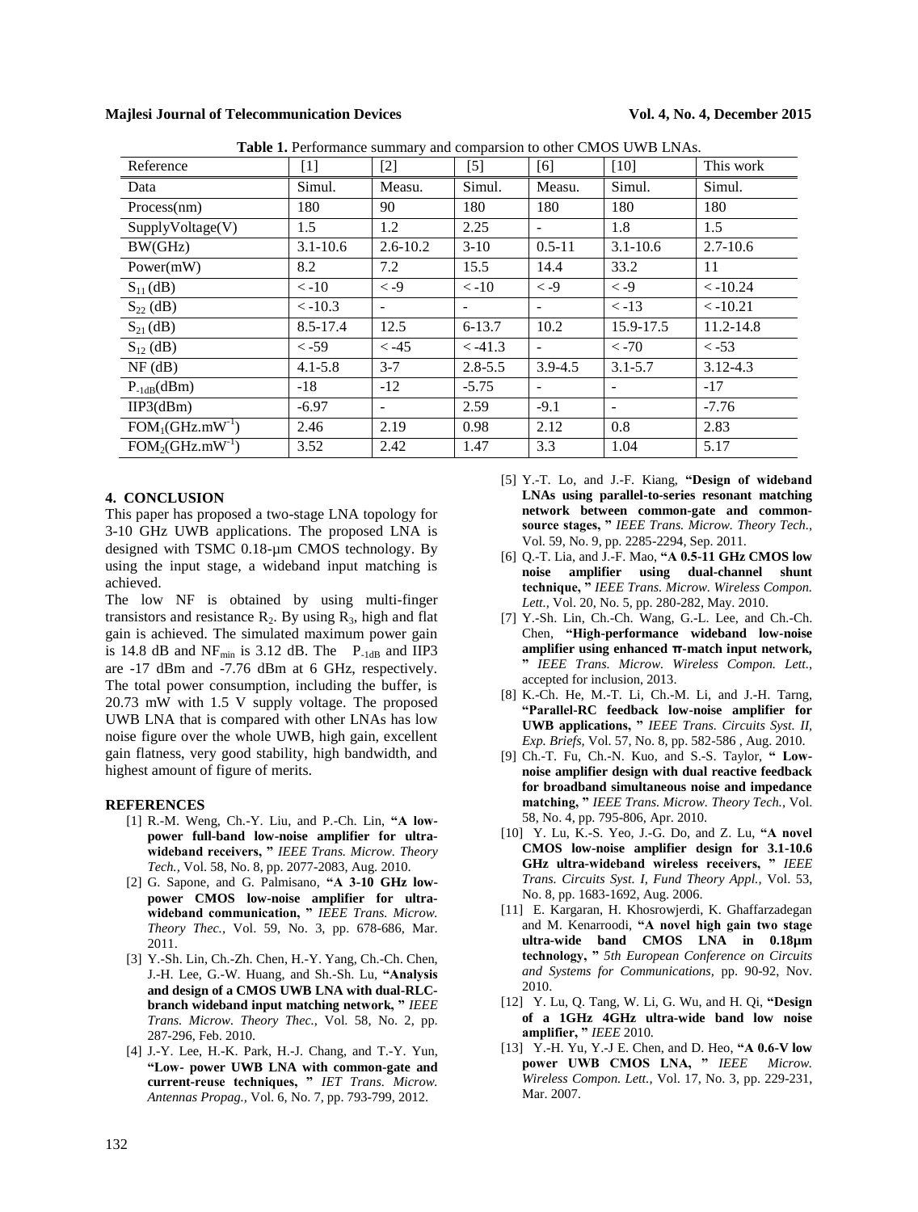**Table 1.** Performance summary and comparsion to other CMOS UWB LNAs.

| Reference | [1] | [2] | [5] | [6] | [10] | This work |
|---|---|---|---|---|---|---|
| Data | Simul. | Measu. | Simul. | Measu. | Simul. | Simul. |
| Process(nm) | 180 | 90 | 180 | 180 | 180 | 180 |
| SupplyVoltage(V) | 1.5 | 1.2 | 2.25 | - | 1.8 | 1.5 |
| BW(GHz) | 3.1-10.6 | 2.6-10.2 | 3-10 | 0.5-11 | 3.1-10.6 | 2.7-10.6 |
| Power(mW) | 8.2 | 7.2 | 15.5 | 14.4 | 33.2 | 11 |
| $S_{11}$ (dB) | < -10 | < -9 | < -10 | < -9 | < -9 | < -10.24 |
| $S_{22}$ (dB) | < -10.3 | - | - | - | < -13 | < -10.21 |
| $S_{21}$ (dB) | 8.5-17.4 | 12.5 | 6-13.7 | 10.2 | 15.9-17.5 | 11.2-14.8 |
| $S_{12}$ (dB) | < -59 | < -45 | < -41.3 | - | < -70 | < -53 |
| NF (dB) | 4.1-5.8 | 3-7 | 2.8-5.5 | 3.9-4.5 | 3.1-5.7 | 3.12-4.3 |
| $P_{-1dB}$(dBm) | -18 | -12 | -5.75 | - | - | -17 |
| IIP3(dBm) | -6.97 | - | 2.59 | -9.1 | - | -7.76 |
| $FOM_1$(GHz.mW$^{-1}$) | 2.46 | 2.19 | 0.98 | 2.12 | 0.8 | 2.83 |
| $FOM_2$(GHz.mW$^{-1}$) | 3.52 | 2.42 | 1.47 | 3.3 | 1.04 | 5.17 |

## 4. CONCLUSION

This paper has proposed a two-stage LNA topology for 3-10 GHz UWB applications. The proposed LNA is designed with TSMC 0.18-µm CMOS technology. By using the input stage, a wideband input matching is achieved.

The low NF is obtained by using multi-finger transistors and resistance $R_2$. By using $R_3$, high and flat gain is achieved. The simulated maximum power gain is 14.8 dB and $NF_{min}$ is 3.12 dB. The $P_{-1dB}$ and IIP3 are -17 dBm and -7.76 dBm at 6 GHz, respectively. The total power consumption, including the buffer, is 20.73 mW with 1.5 V supply voltage. The proposed UWB LNA that is compared with other LNAs has low noise figure over the whole UWB, high gain, excellent gain flatness, very good stability, high bandwidth, and highest amount of figure of merits.

## REFERENCES

[1] R.-M. Weng, Ch.-Y. Liu, and P.-Ch. Lin, **"A low-power full-band low-noise amplifier for ultra-wideband receivers, "** *IEEE Trans. Microw. Theory Tech.,* Vol. 58, No. 8, pp. 2077-2083, Aug. 2010.

[2] G. Sapone, and G. Palmisano, **"A 3-10 GHz low-power CMOS low-noise amplifier for ultra-wideband communication, "** *IEEE Trans. Microw. Theory Thec.,* Vol. 59, No. 3, pp. 678-686, Mar. 2011.

[3] Y.-Sh. Lin, Ch.-Zh. Chen, H.-Y. Yang, Ch.-Ch. Chen, J.-H. Lee, G.-W. Huang, and Sh.-Sh. Lu, **"Analysis and design of a CMOS UWB LNA with dual-RLC-branch wideband input matching network, "** *IEEE Trans. Microw. Theory Thec.,* Vol. 58, No. 2, pp. 287-296, Feb. 2010.

[4] J.-Y. Lee, H.-K. Park, H.-J. Chang, and T.-Y. Yun, **"Low- power UWB LNA with common-gate and current-reuse techniques, "** *IET Trans. Microw. Antennas Propag.,* Vol. 6, No. 7, pp. 793-799, 2012.

[5] Y.-T. Lo, and J.-F. Kiang, **"Design of wideband LNAs using parallel-to-series resonant matching network between common-gate and common-source stages, "** *IEEE Trans. Microw. Theory Tech.,* Vol. 59, No. 9, pp. 2285-2294, Sep. 2011.

[6] Q.-T. Lia, and J.-F. Mao, **"A 0.5-11 GHz CMOS low noise amplifier using dual-channel shunt technique, "** *IEEE Trans. Microw. Wireless Compon. Lett.,* Vol. 20, No. 5, pp. 280-282, May. 2010.

[7] Y.-Sh. Lin, Ch.-Ch. Wang, G.-L. Lee, and Ch.-Ch. Chen, **"High-performance wideband low-noise amplifier using enhanced π-match input network, "** *IEEE Trans. Microw. Wireless Compon. Lett.,* accepted for inclusion, 2013.

[8] K.-Ch. He, M.-T. Li, Ch.-M. Li, and J.-H. Tarng, **"Parallel-RC feedback low-noise amplifier for UWB applications, "** *IEEE Trans. Circuits Syst. II, Exp. Briefs,* Vol. 57, No. 8, pp. 582-586 , Aug. 2010.

[9] Ch.-T. Fu, Ch.-N. Kuo, and S.-S. Taylor, **" Low-noise amplifier design with dual reactive feedback for broadband simultaneous noise and impedance matching, "** *IEEE Trans. Microw. Theory Tech.,* Vol. 58, No. 4, pp. 795-806, Apr. 2010.

[10] Y. Lu, K.-S. Yeo, J.-G. Do, and Z. Lu, **"A novel CMOS low-noise amplifier design for 3.1-10.6 GHz ultra-wideband wireless receivers, "** *IEEE Trans. Circuits Syst. I, Fund Theory Appl.,* Vol. 53, No. 8, pp. 1683-1692, Aug. 2006.

[11] E. Kargaran, H. Khosrowjerdi, K. Ghaffarzadegan and M. Kenarroodi, **"A novel high gain two stage ultra-wide band CMOS LNA in 0.18µm technology, "** *5th European Conference on Circuits and Systems for Communications,* pp. 90-92, Nov. 2010.

[12] Y. Lu, Q. Tang, W. Li, G. Wu, and H. Qi, **"Design of a 1GHz 4GHz ultra-wide band low noise amplifier, "** *IEEE* 2010.

[13] Y.-H. Yu, Y.-J E. Chen, and D. Heo, **"A 0.6-V low power UWB CMOS LNA, "** *IEEE Microw. Wireless Compon. Lett.,* Vol. 17, No. 3, pp. 229-231, Mar. 2007.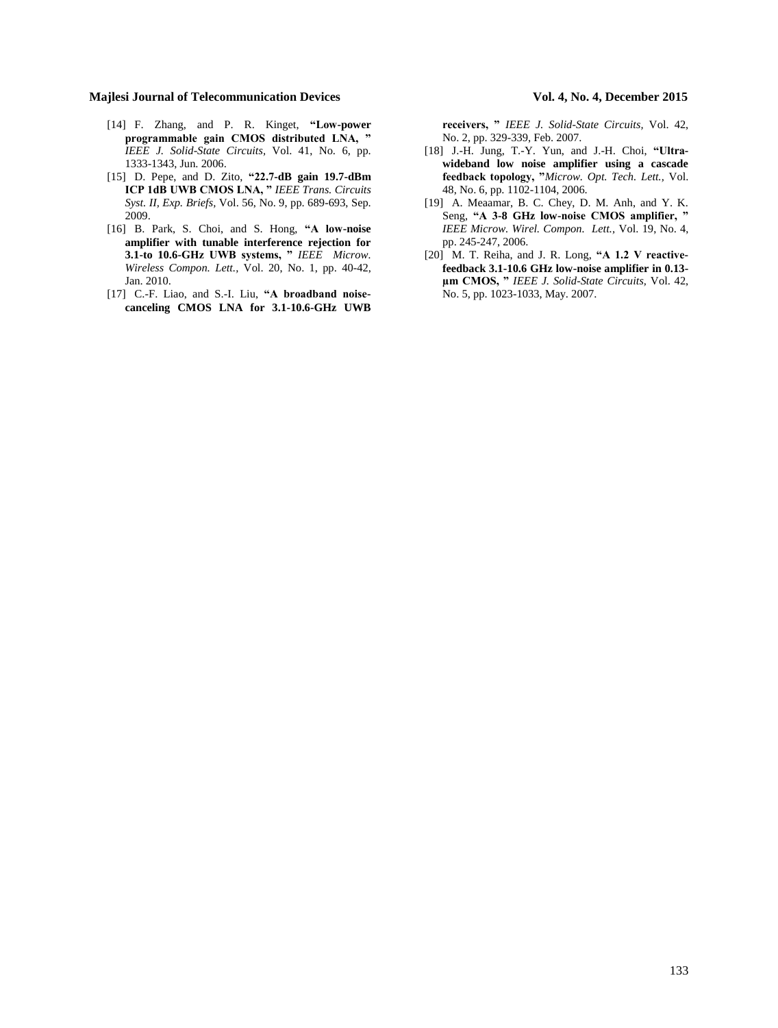[14] F. Zhang, and P. R. Kinget, **"Low-power programmable gain CMOS distributed LNA, "** *IEEE J. Solid-State Circuits,* Vol. 41, No. 6, pp. 1333-1343, Jun. 2006.

[15] D. Pepe, and D. Zito, **"22.7-dB gain 19.7-dBm ICP 1dB UWB CMOS LNA, "** *IEEE Trans. Circuits Syst. II, Exp. Briefs,* Vol. 56, No. 9, pp. 689-693, Sep. 2009.

[16] B. Park, S. Choi, and S. Hong, **"A low-noise amplifier with tunable interference rejection for 3.1-to 10.6-GHz UWB systems, "** *IEEE Microw. Wireless Compon. Lett.,* Vol. 20, No. 1, pp. 40-42, Jan. 2010.

[17] C.-F. Liao, and S.-I. Liu, **"A broadband noise-canceling CMOS LNA for 3.1-10.6-GHz UWB receivers, "** *IEEE J. Solid-State Circuits,* Vol. 42, No. 2, pp. 329-339, Feb. 2007.

[18] J.-H. Jung, T.-Y. Yun, and J.-H. Choi, **"Ultra-wideband low noise amplifier using a cascade feedback topology, "***Microw. Opt. Tech. Lett.,* Vol. 48, No. 6, pp. 1102-1104, 2006.

[19] A. Meaamar, B. C. Chey, D. M. Anh, and Y. K. Seng, **"A 3-8 GHz low-noise CMOS amplifier, "** *IEEE Microw. Wirel. Compon. Lett.,* Vol. 19, No. 4, pp. 245-247, 2006.

[20] M. T. Reiha, and J. R. Long, **"A 1.2 V reactive-feedback 3.1-10.6 GHz low-noise amplifier in 0.13-µm CMOS, "** *IEEE J. Solid-State Circuits,* Vol. 42, No. 5, pp. 1023-1033, May. 2007.